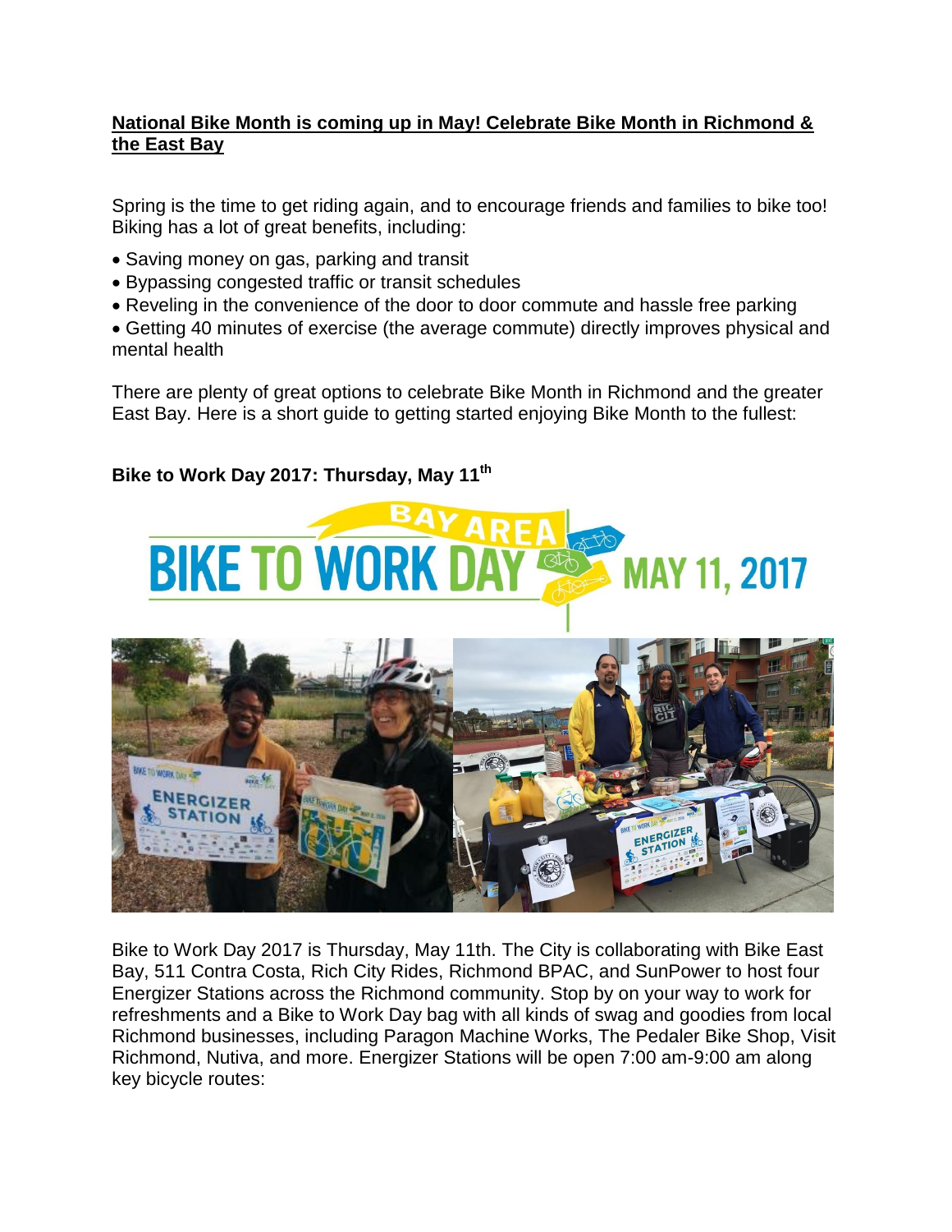**National Bike Month is coming up in May! Celebrate Bike Month in Richmond & the East Bay**

Spring is the time to get riding again, and to encourage friends and families to bike too! Biking has a lot of great benefits, including:

- Saving money on gas, parking and transit
- Bypassing congested traffic or transit schedules
- Reveling in the convenience of the door to door commute and hassle free parking
- Getting 40 minutes of exercise (the average commute) directly improves physical and mental health

There are plenty of great options to celebrate Bike Month in Richmond and the greater East Bay. Here is a short guide to getting started enjoying Bike Month to the fullest:

**Bike to Work Day 2017: Thursday, May 11th**

Bike to Work Day 2017 is Thursday, May 11th. The City is collaborating with Bike East Bay, 511 Contra Costa, Rich City Rides, Richmond BPAC, and SunPower to host four Energizer Stations across the Richmond community. Stop by on your way to work for refreshments and a Bike to Work Day bag with all kinds of swag and goodies from local Richmond businesses, including Paragon Machine Works, The Pedaler Bike Shop, Visit Richmond, Nutiva, and more. Energizer Stations will be open 7:00 am-9:00 am along key bicycle routes: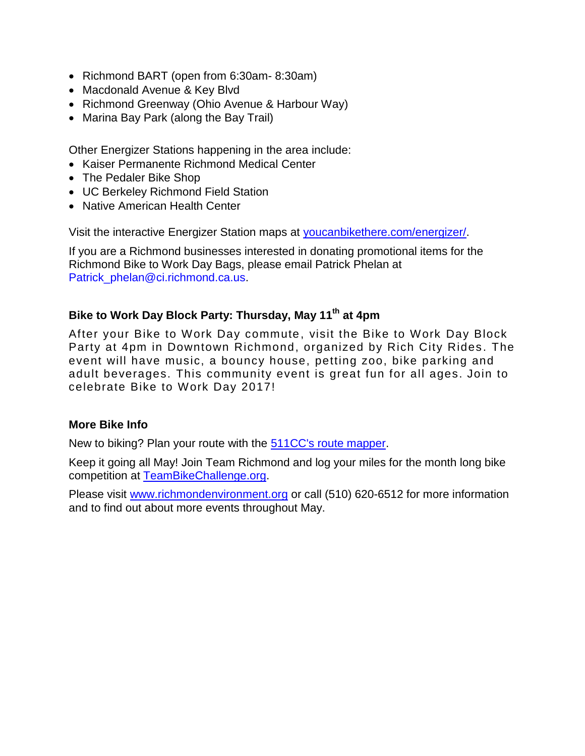- Richmond BART (open from 6:30am- 8:30am)
- Macdonald Avenue & Key Blvd
- Richmond Greenway (Ohio Avenue & Harbour Way)
- Marina Bay Park (along the Bay Trail)

Other Energizer Stations happening in the area include:
- Kaiser Permanente Richmond Medical Center
- The Pedaler Bike Shop
- UC Berkeley Richmond Field Station
- Native American Health Center

Visit the interactive Energizer Station maps at youcanbikethere.com/energizer/.

If you are a Richmond businesses interested in donating promotional items for the Richmond Bike to Work Day Bags, please email Patrick Phelan at Patrick_phelan@ci.richmond.ca.us.

### Bike to Work Day Block Party: Thursday, May 11th at 4pm

After your Bike to Work Day commute, visit the Bike to Work Day Block Party at 4pm in Downtown Richmond, organized by Rich City Rides. The event will have music, a bouncy house, petting zoo, bike parking and adult beverages. This community event is great fun for all ages. Join to celebrate Bike to Work Day 2017!

### More Bike Info

New to biking? Plan your route with the 511CC's route mapper.

Keep it going all May! Join Team Richmond and log your miles for the month long bike competition at TeamBikeChallenge.org.

Please visit www.richmondenvironment.org or call (510) 620-6512 for more information and to find out about more events throughout May.